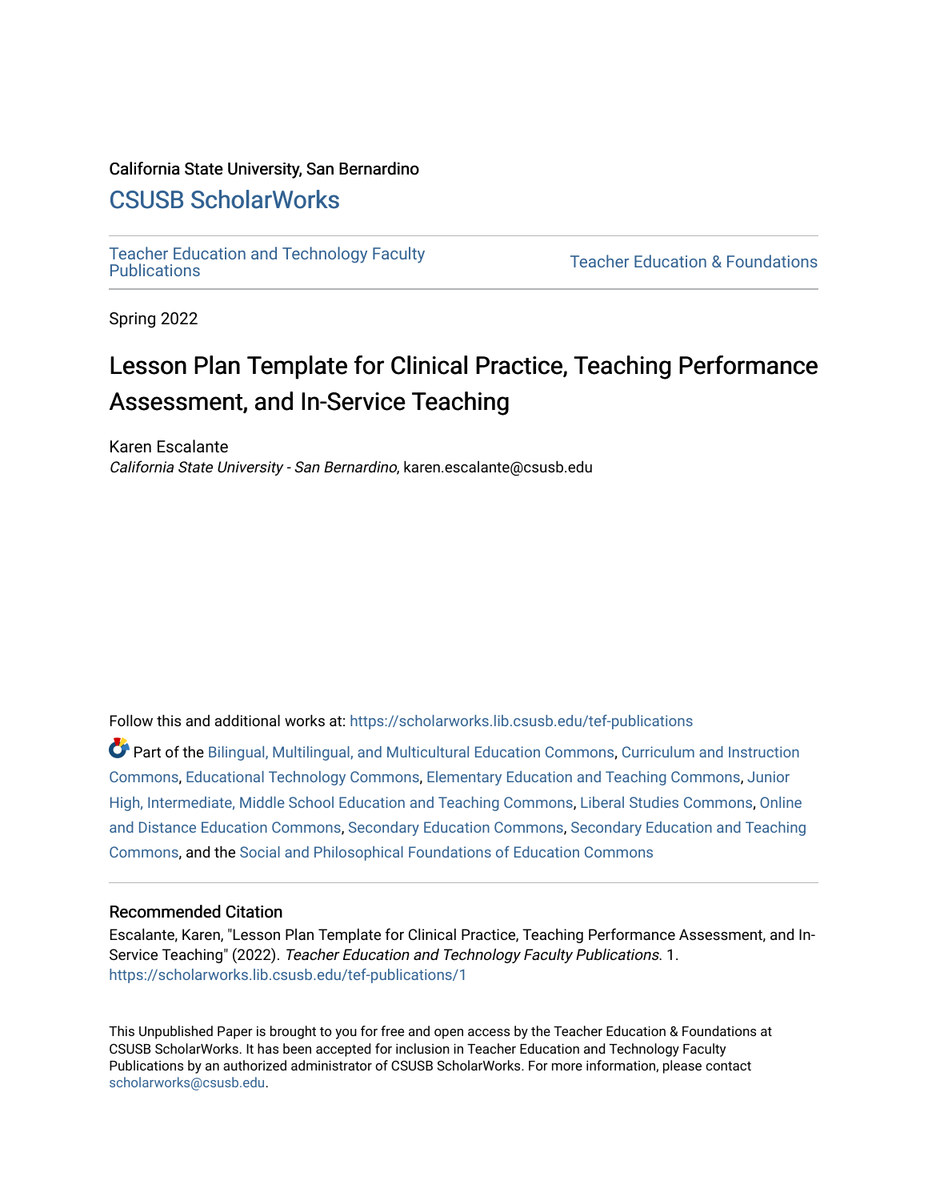California State University, San Bernardino

# CSUSB ScholarWorks

Teacher Education and Technology Faculty Publications | Teacher Education & Foundations

Spring 2022

## Lesson Plan Template for Clinical Practice, Teaching Performance Assessment, and In-Service Teaching

Karen Escalante
*California State University - San Bernardino*, karen.escalante@csusb.edu

Follow this and additional works at: https://scholarworks.lib.csusb.edu/tef-publications

Part of the Bilingual, Multilingual, and Multicultural Education Commons, Curriculum and Instruction Commons, Educational Technology Commons, Elementary Education and Teaching Commons, Junior High, Intermediate, Middle School Education and Teaching Commons, Liberal Studies Commons, Online and Distance Education Commons, Secondary Education Commons, Secondary Education and Teaching Commons, and the Social and Philosophical Foundations of Education Commons

### Recommended Citation

Escalante, Karen, "Lesson Plan Template for Clinical Practice, Teaching Performance Assessment, and In-Service Teaching" (2022). *Teacher Education and Technology Faculty Publications*. 1.
https://scholarworks.lib.csusb.edu/tef-publications/1

This Unpublished Paper is brought to you for free and open access by the Teacher Education & Foundations at CSUSB ScholarWorks. It has been accepted for inclusion in Teacher Education and Technology Faculty Publications by an authorized administrator of CSUSB ScholarWorks. For more information, please contact scholarworks@csusb.edu.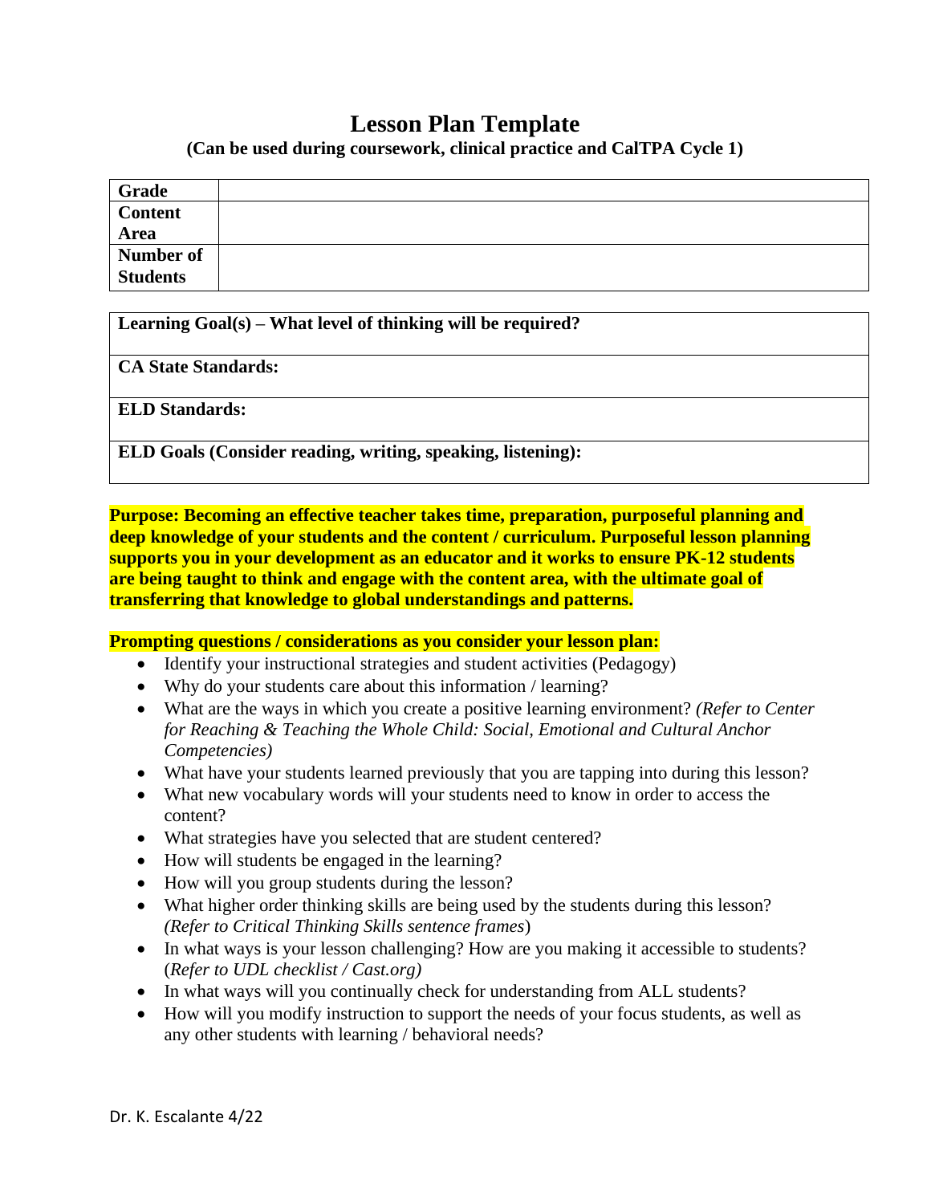# Lesson Plan Template

**(Can be used during coursework, clinical practice and CalTPA Cycle 1)**

| **Grade** | |
|---|---|
| **Content Area** | |
| **Number of Students** | |

| **Learning Goal(s) – What level of thinking will be required?** |
|---|
| **CA State Standards:** |
| **ELD Standards:** |
| **ELD Goals (Consider reading, writing, speaking, listening):** |

**Purpose: Becoming an effective teacher takes time, preparation, purposeful planning and deep knowledge of your students and the content / curriculum. Purposeful lesson planning supports you in your development as an educator and it works to ensure PK-12 students are being taught to think and engage with the content area, with the ultimate goal of transferring that knowledge to global understandings and patterns.**

**Prompting questions / considerations as you consider your lesson plan:**

- Identify your instructional strategies and student activities (Pedagogy)
- Why do your students care about this information / learning?
- What are the ways in which you create a positive learning environment? *(Refer to Center for Reaching & Teaching the Whole Child: Social, Emotional and Cultural Anchor Competencies)*
- What have your students learned previously that you are tapping into during this lesson?
- What new vocabulary words will your students need to know in order to access the content?
- What strategies have you selected that are student centered?
- How will students be engaged in the learning?
- How will you group students during the lesson?
- What higher order thinking skills are being used by the students during this lesson? *(Refer to Critical Thinking Skills sentence frames)*
- In what ways is your lesson challenging? How are you making it accessible to students? (*Refer to UDL checklist / Cast.org)*
- In what ways will you continually check for understanding from ALL students?
- How will you modify instruction to support the needs of your focus students, as well as any other students with learning / behavioral needs?

Dr. K. Escalante 4/22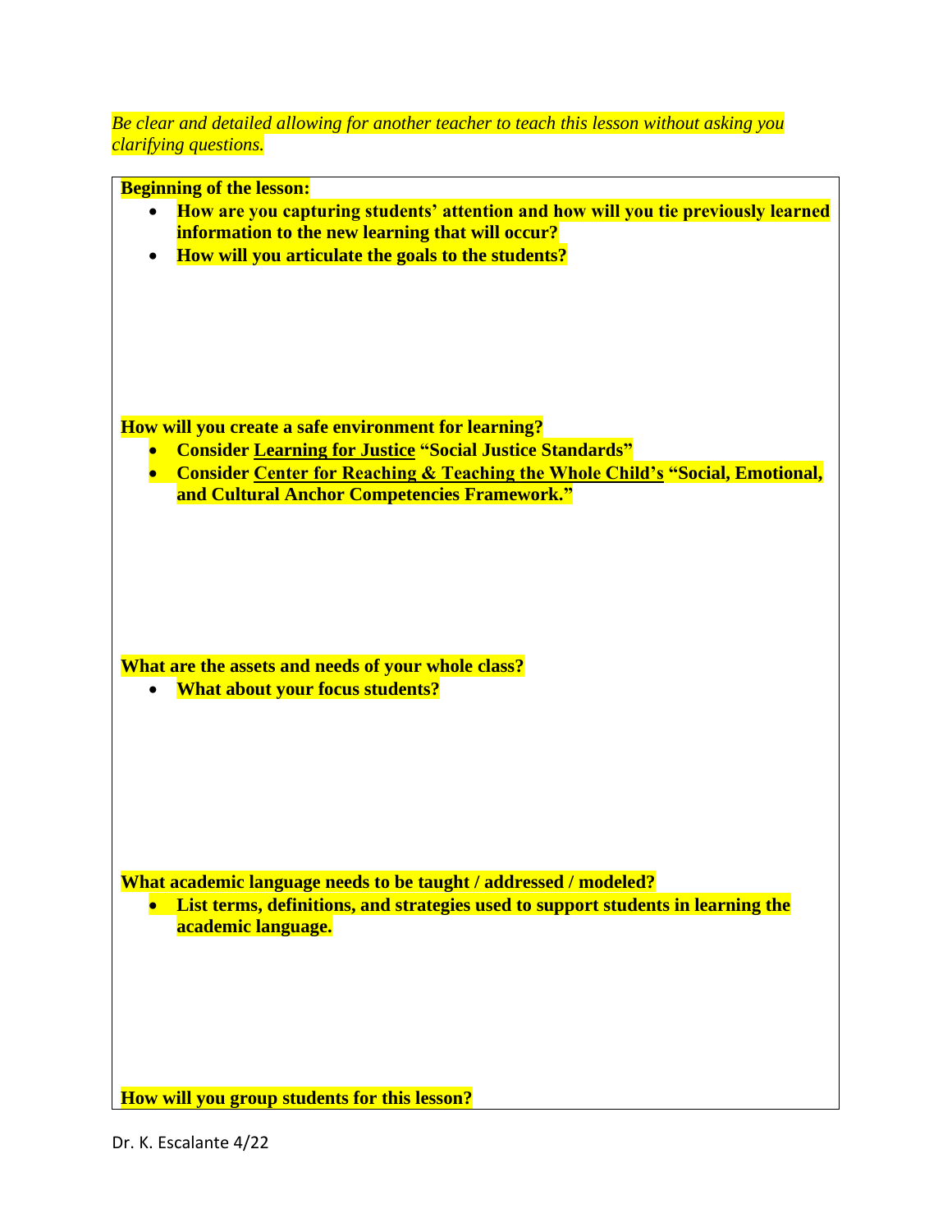*Be clear and detailed allowing for another teacher to teach this lesson without asking you clarifying questions.*

**Beginning of the lesson:**

- **How are you capturing students' attention and how will you tie previously learned information to the new learning that will occur?**
- **How will you articulate the goals to the students?**

**How will you create a safe environment for learning?**

- **Consider <u>Learning for Justice</u> "Social Justice Standards"**
- **Consider <u>Center for Reaching & Teaching the Whole Child's</u> "Social, Emotional, and Cultural Anchor Competencies Framework."**

**What are the assets and needs of your whole class?**

- **What about your focus students?**

**What academic language needs to be taught / addressed / modeled?**

- **List terms, definitions, and strategies used to support students in learning the academic language.**

**How will you group students for this lesson?**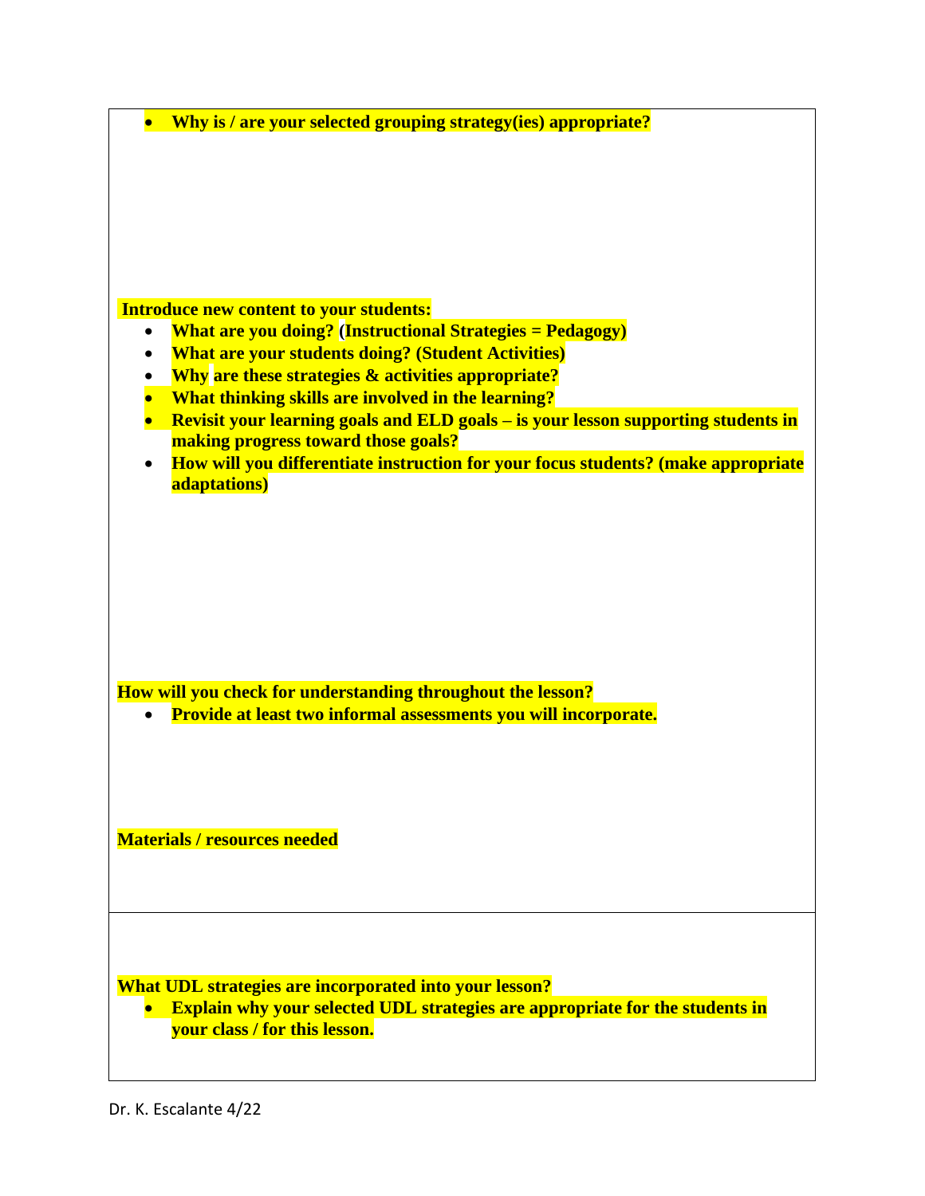- **Why is / are your selected grouping strategy(ies) appropriate?**

**Introduce new content to your students:**

- **What are you doing? (Instructional Strategies = Pedagogy)**
- **What are your students doing? (Student Activities)**
- **Why are these strategies & activities appropriate?**
- **What thinking skills are involved in the learning?**
- **Revisit your learning goals and ELD goals – is your lesson supporting students in making progress toward those goals?**
- **How will you differentiate instruction for your focus students? (make appropriate adaptations)**

**How will you check for understanding throughout the lesson?**

- **Provide at least two informal assessments you will incorporate.**

**Materials / resources needed**

**What UDL strategies are incorporated into your lesson?**

- **Explain why your selected UDL strategies are appropriate for the students in your class / for this lesson.**

Dr. K. Escalante 4/22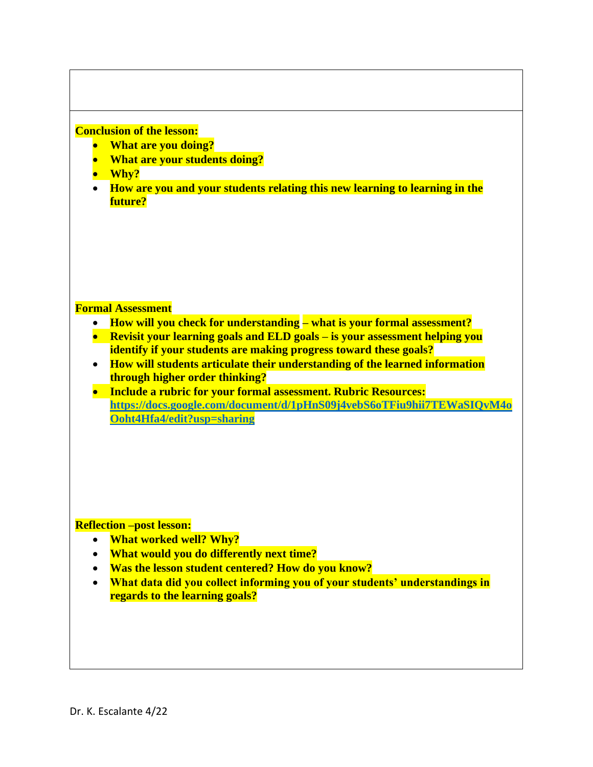**Conclusion of the lesson:**

- **What are you doing?**
- **What are your students doing?**
- **Why?**
- **How are you and your students relating this new learning to learning in the future?**

**Formal Assessment**

- **How will you check for understanding – what is your formal assessment?**
- **Revisit your learning goals and ELD goals – is your assessment helping you identify if your students are making progress toward these goals?**
- **How will students articulate their understanding of the learned information through higher order thinking?**
- **Include a rubric for your formal assessment. Rubric Resources:** [**https://docs.google.com/document/d/1pHnS09j4vebS6oTFiu9hii7TEWaSIQvM4oOoht4Hfa4/edit?usp=sharing**](https://docs.google.com/document/d/1pHnS09j4vebS6oTFiu9hii7TEWaSIQvM4oOoht4Hfa4/edit?usp=sharing)

**Reflection –post lesson:**

- **What worked well? Why?**
- **What would you do differently next time?**
- **Was the lesson student centered? How do you know?**
- **What data did you collect informing you of your students' understandings in regards to the learning goals?**

Dr. K. Escalante 4/22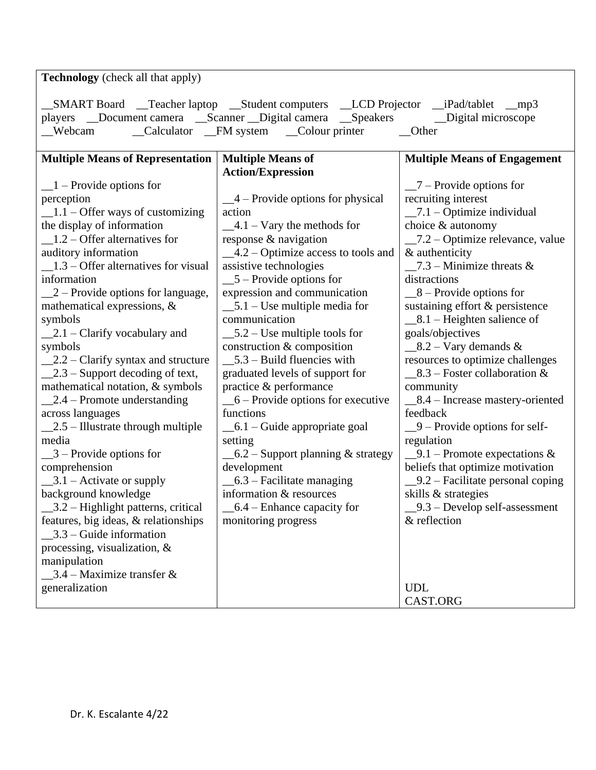**Technology** (check all that apply)

__SMART Board __Teacher laptop __Student computers __LCD Projector __iPad/tablet __mp3 players __Document camera __Scanner __Digital camera __Speakers __Digital microscope __Webcam __Calculator __FM system __Colour printer __Other

| **Multiple Means of Representation** | **Multiple Means of Action/Expression** | **Multiple Means of Engagement** |
| --- | --- | --- |
| __1 – Provide options for perception<br>__1.1 – Offer ways of customizing the display of information<br>__1.2 – Offer alternatives for auditory information<br>__1.3 – Offer alternatives for visual information<br>__2 – Provide options for language, mathematical expressions, & symbols<br>__2.1 – Clarify vocabulary and symbols<br>__2.2 – Clarify syntax and structure<br>__2.3 – Support decoding of text, mathematical notation, & symbols<br>__2.4 – Promote understanding across languages<br>__2.5 – Illustrate through multiple media<br>__3 – Provide options for comprehension<br>__3.1 – Activate or supply background knowledge<br>__3.2 – Highlight patterns, critical features, big ideas, & relationships<br>__3.3 – Guide information processing, visualization, & manipulation<br>__3.4 – Maximize transfer & generalization | __4 – Provide options for physical action<br>__4.1 – Vary the methods for response & navigation<br>__4.2 – Optimize access to tools and assistive technologies<br>__5 – Provide options for expression and communication<br>__5.1 – Use multiple media for communication<br>__5.2 – Use multiple tools for construction & composition<br>__5.3 – Build fluencies with graduated levels of support for practice & performance<br>__6 – Provide options for executive functions<br>__6.1 – Guide appropriate goal setting<br>__6.2 – Support planning & strategy development<br>__6.3 – Facilitate managing information & resources<br>__6.4 – Enhance capacity for monitoring progress | __7 – Provide options for recruiting interest<br>__7.1 – Optimize individual choice & autonomy<br>__7.2 – Optimize relevance, value & authenticity<br>__7.3 – Minimize threats & distractions<br>__8 – Provide options for sustaining effort & persistence<br>__8.1 – Heighten salience of goals/objectives<br>__8.2 – Vary demands & resources to optimize challenges<br>__8.3 – Foster collaboration & community<br>__8.4 – Increase mastery-oriented feedback<br>__9 – Provide options for self-regulation<br>__9.1 – Promote expectations & beliefs that optimize motivation<br>__9.2 – Facilitate personal coping skills & strategies<br>__9.3 – Develop self-assessment & reflection<br><br>UDL<br>CAST.ORG |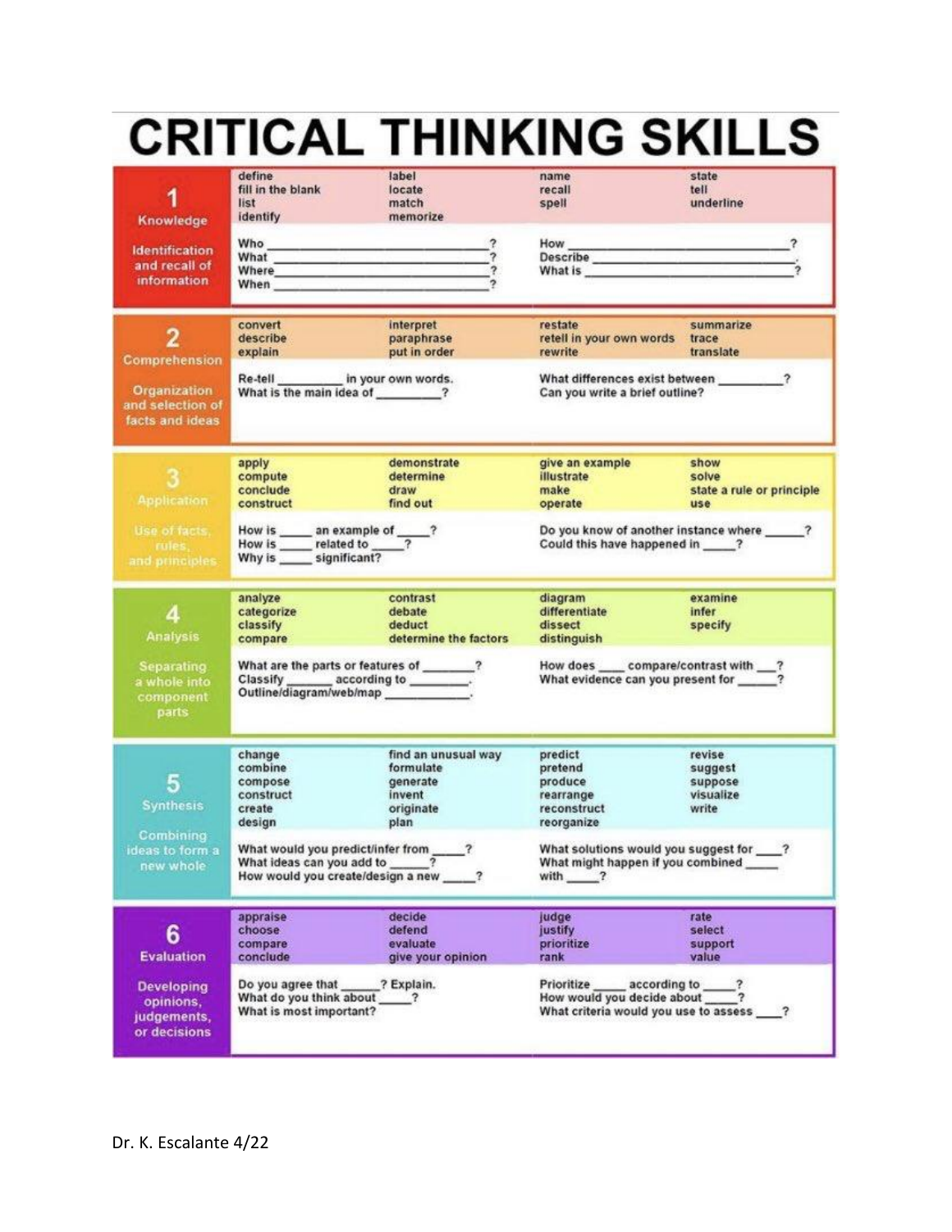# CRITICAL THINKING SKILLS

## 1 Knowledge

**Identification and recall of information**

define, fill in the blank, list, identify, label, locate, match, memorize, name, recall, spell, state, tell, underline

- Who ________________?
- What ________________?
- Where ________________?
- When ________________?
- How ________________?
- Describe ________________.
- What is ________________?

## 2 Comprehension

**Organization and selection of facts and ideas**

convert, describe, explain, interpret, paraphrase, put in order, restate, retell in your own words, rewrite, summarize, trace, translate

- Re-tell ________ in your own words.
- What is the main idea of ________?
- What differences exist between ________?
- Can you write a brief outline?

## 3 Application

**Use of facts, rules, and principles**

apply, compute, conclude, construct, demonstrate, determine, draw, find out, give an example, illustrate, make, operate, show, solve, state a rule or principle, use

- How is ____ an example of ____?
- How is ____ related to ____?
- Why is ____ significant?
- Do you know of another instance where ____?
- Could this have happened in ____?

## 4 Analysis

**Separating a whole into component parts**

analyze, categorize, classify, compare, contrast, debate, deduct, determine the factors, diagram, differentiate, dissect, distinguish, examine, infer, specify

- What are the parts or features of ________?
- Classify ________ according to ________.
- Outline/diagram/web/map ________.
- How does ____ compare/contrast with ____?
- What evidence can you present for ________?

## 5 Synthesis

**Combining ideas to form a new whole**

change, combine, compose, construct, create, design, find an unusual way, formulate, generate, invent, originate, plan, predict, pretend, produce, rearrange, reconstruct, reorganize, revise, suggest, suppose, visualize, write

- What would you predict/infer from ____?
- What ideas can you add to ____?
- How would you create/design a new ____?
- What solutions would you suggest for ____?
- What might happen if you combined ____ with ____?

## 6 Evaluation

**Developing opinions, judgements, or decisions**

appraise, choose, compare, conclude, decide, defend, evaluate, give your opinion, judge, justify, prioritize, rank, rate, select, support, value

- Do you agree that ____? Explain.
- What do you think about ____?
- What is most important?
- Prioritize ____ according to ____?
- How would you decide about ____?
- What criteria would you use to assess ____?

Dr. K. Escalante 4/22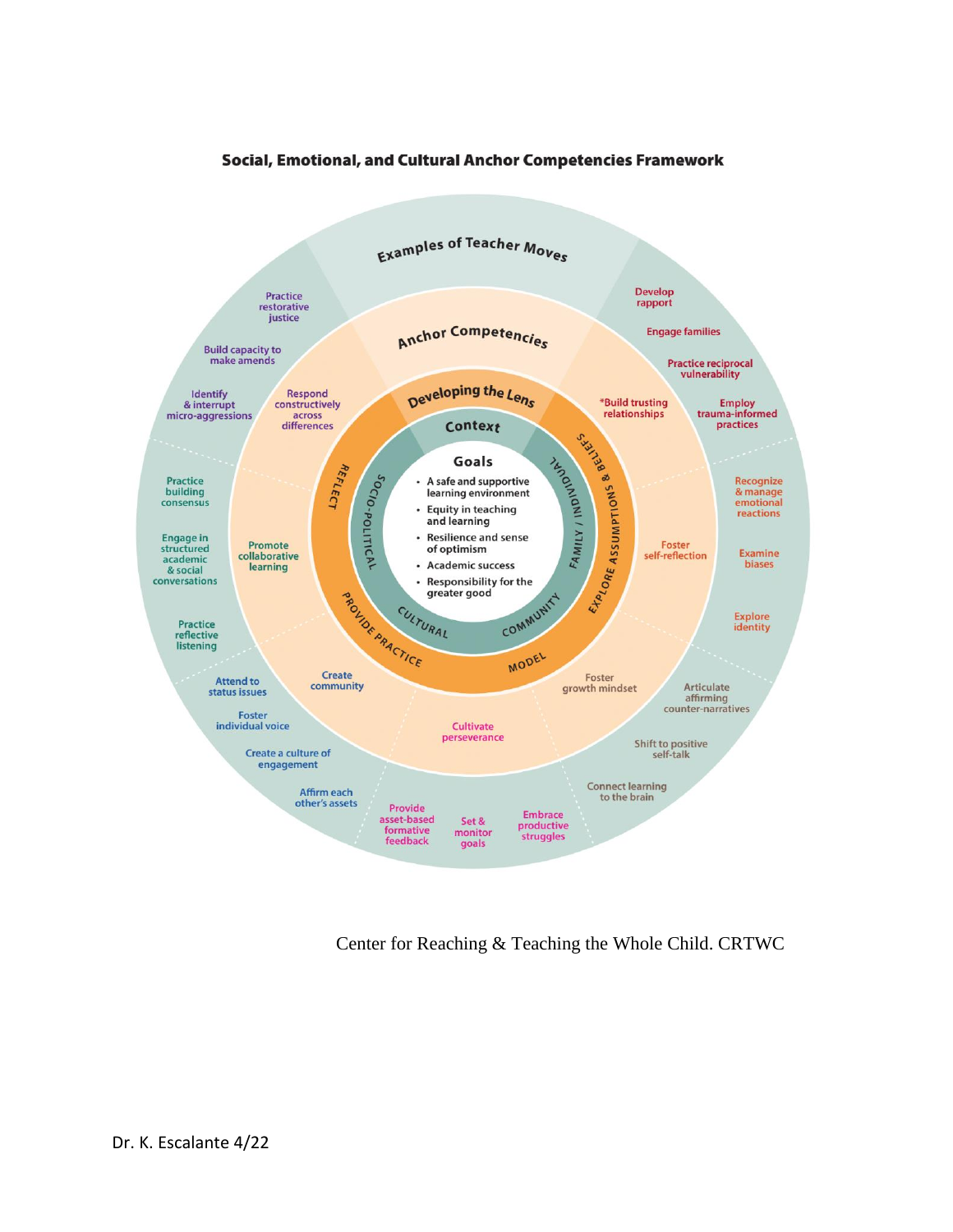**Social, Emotional, and Cultural Anchor Competencies Framework**

Examples of Teacher Moves

Anchor Competencies

Developing the Lens

Context

Goals

- A safe and supportive learning environment
- Equity in teaching and learning
- Resilience and sense of optimism
- Academic success
- Responsibility for the greater good

SOCIO-POLITICAL

FAMILY / INDIVIDUAL

CULTURAL

COMMUNITY

REFLECT

EXPLORE ASSUMPTIONS & BELIEFS

PROVIDE PRACTICE

MODEL

*Build trusting relationships

Develop rapport

Engage families

Practice reciprocal vulnerability

Employ trauma-informed practices

Foster self-reflection

Recognize & manage emotional reactions

Examine biases

Explore identity

Foster growth mindset

Articulate affirming counter-narratives

Shift to positive self-talk

Connect learning to the brain

Cultivate perseverance

Embrace productive struggles

Set & monitor goals

Provide asset-based formative feedback

Create community

Affirm each other's assets

Create a culture of engagement

Foster individual voice

Attend to status issues

Promote collaborative learning

Practice reflective listening

Engage in structured academic & social conversations

Practice building consensus

Respond constructively across differences

Identify & interrupt micro-aggressions

Build capacity to make amends

Practice restorative justice

Center for Reaching & Teaching the Whole Child. CRTWC

Dr. K. Escalante 4/22